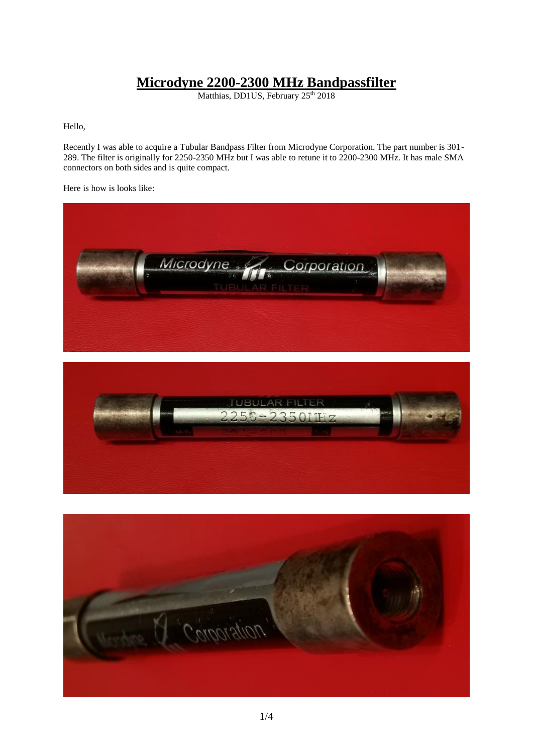# Microdyne 2200-2300 MHz Bandpassfilter

Matthias, DD1US, February 25th 2018

Hello,

Recently I was able to acquire a Tubular Bandpass Filter from Microdyne Corporation. The part number is 301-289. The filter is originally for 2250-2350 MHz but I was able to retune it to 2200-2300 MHz. It has male SMA connectors on both sides and is quite compact.

Here is how is looks like: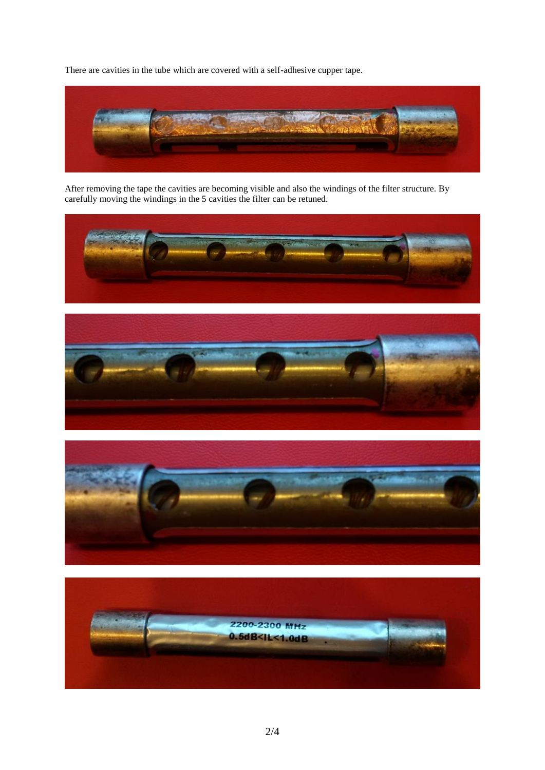There are cavities in the tube which are covered with a self-adhesive cupper tape.

After removing the tape the cavities are becoming visible and also the windings of the filter structure. By carefully moving the windings in the 5 cavities the filter can be retuned.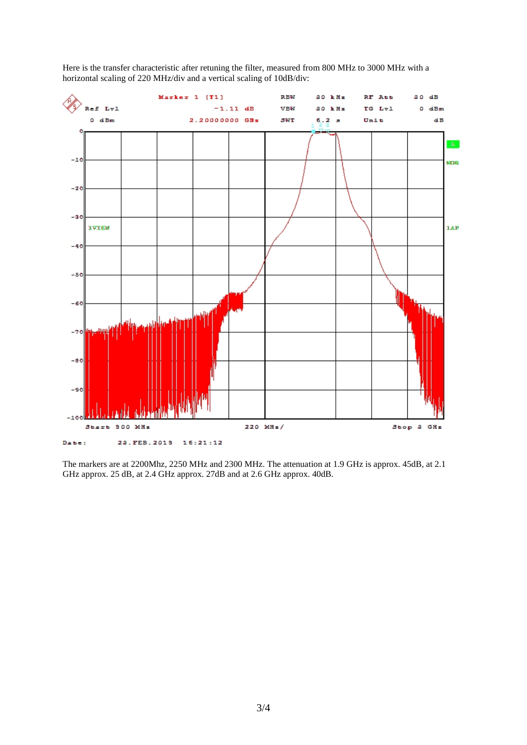Here is the transfer characteristic after retuning the filter, measured from 800 MHz to 3000 MHz with a horizontal scaling of 220 MHz/div and a vertical scaling of 10dB/div:

The markers are at 2200Mhz, 2250 MHz and 2300 MHz. The attenuation at 1.9 GHz is approx. 45dB, at 2.1 GHz approx. 25 dB, at 2.4 GHz approx. 27dB and at 2.6 GHz approx. 40dB.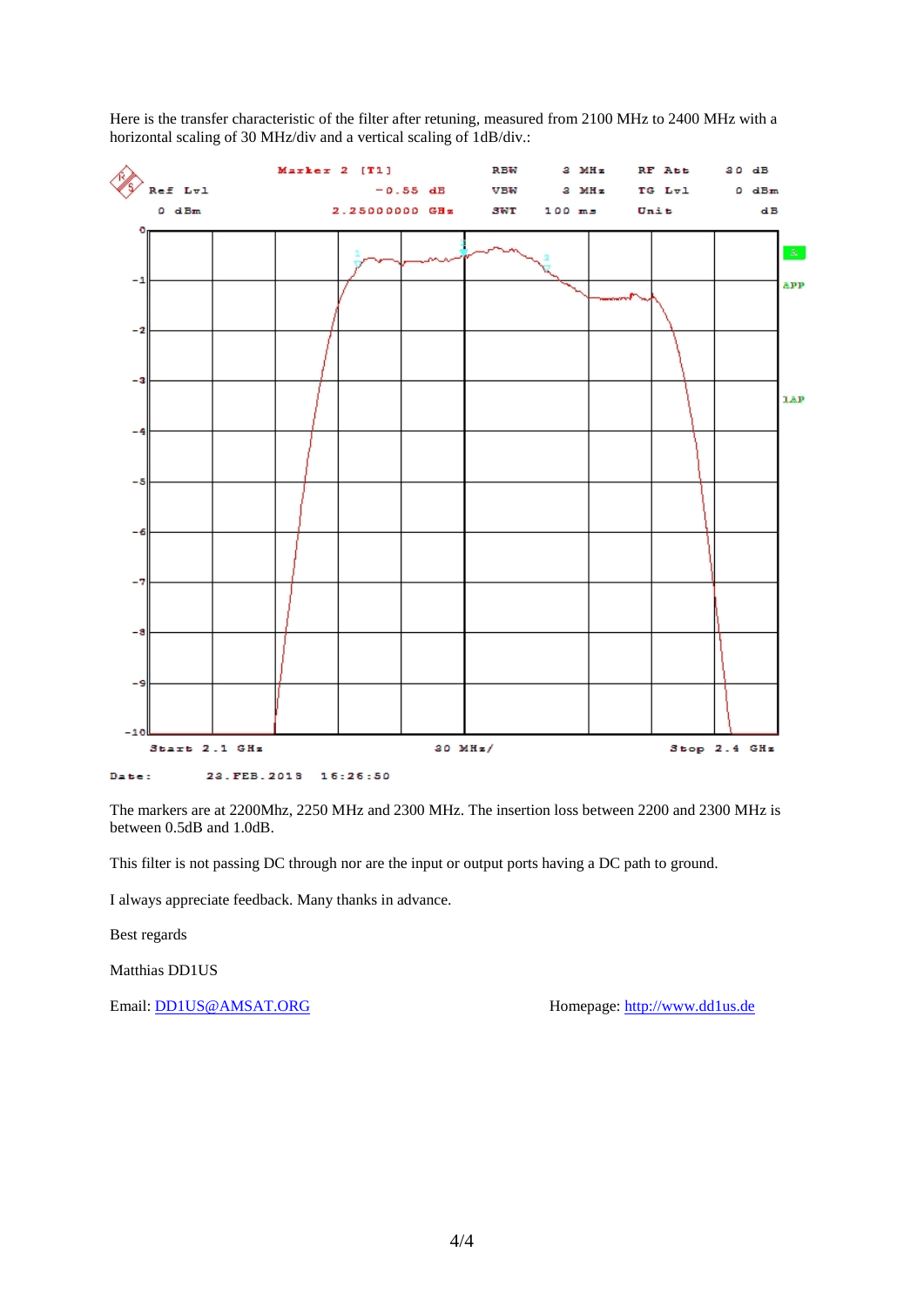Here is the transfer characteristic of the filter after retuning, measured from 2100 MHz to 2400 MHz with a horizontal scaling of 30 MHz/div and a vertical scaling of 1dB/div.:

Marker 2 [T1]
-0.55 dB
2.25000000 GHz
Ref Lvl
0 dBm
RBW 3 MHz
VBW 3 MHz
SWT 100 ms
RF Att 30 dB
TG Lvl 0 dBm
Unit dB
0
-1
-2
-3
-4
-5
-6
-7
-8
-9
-10
APP
1AP
Start 2.1 GHz
30 MHz/
Stop 2.4 GHz
Date: 23.FEB.2018 16:26:50

The markers are at 2200Mhz, 2250 MHz and 2300 MHz. The insertion loss between 2200 and 2300 MHz is between 0.5dB and 1.0dB.

This filter is not passing DC through nor are the input or output ports having a DC path to ground.

I always appreciate feedback. Many thanks in advance.

Best regards

Matthias DD1US

Email: DD1US@AMSAT.ORG

Homepage: http://www.dd1us.de